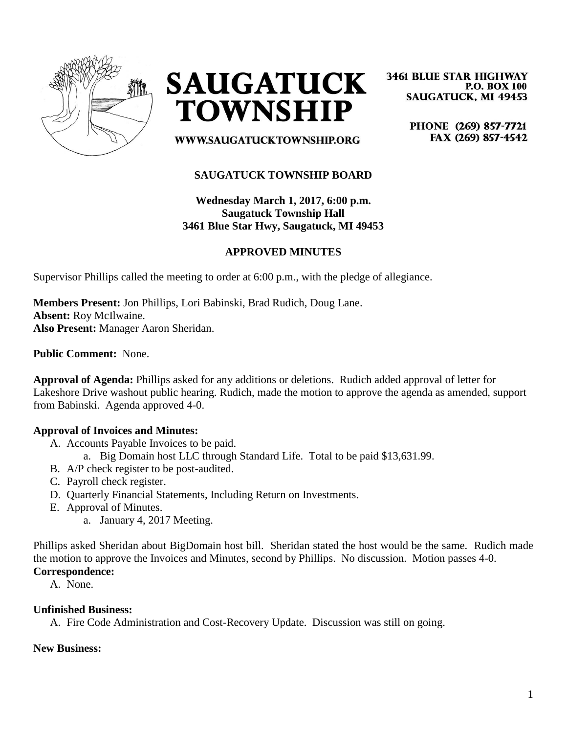# SAUGATUCK TOWNSHIP

3461 BLUE STAR HIGHWAY
P.O. BOX 100
SAUGATUCK, MI 49453

PHONE (269) 857-7721
FAX (269) 857-4542

WWW.SAUGATUCKTOWNSHIP.ORG

**SAUGATUCK TOWNSHIP BOARD**

**Wednesday March 1, 2017, 6:00 p.m.**
**Saugatuck Township Hall**
**3461 Blue Star Hwy, Saugatuck, MI 49453**

**APPROVED MINUTES**

Supervisor Phillips called the meeting to order at 6:00 p.m., with the pledge of allegiance.

**Members Present:** Jon Phillips, Lori Babinski, Brad Rudich, Doug Lane.
**Absent:** Roy McIlwaine.
**Also Present:** Manager Aaron Sheridan.

**Public Comment:** None.

**Approval of Agenda:** Phillips asked for any additions or deletions. Rudich added approval of letter for Lakeshore Drive washout public hearing. Rudich, made the motion to approve the agenda as amended, support from Babinski. Agenda approved 4-0.

**Approval of Invoices and Minutes:**

A. Accounts Payable Invoices to be paid.
   a. Big Domain host LLC through Standard Life. Total to be paid $13,631.99.
B. A/P check register to be post-audited.
C. Payroll check register.
D. Quarterly Financial Statements, Including Return on Investments.
E. Approval of Minutes.
   a. January 4, 2017 Meeting.

Phillips asked Sheridan about BigDomain host bill. Sheridan stated the host would be the same. Rudich made the motion to approve the Invoices and Minutes, second by Phillips. No discussion. Motion passes 4-0.

**Correspondence:**

A. None.

**Unfinished Business:**

A. Fire Code Administration and Cost-Recovery Update. Discussion was still on going.

**New Business:**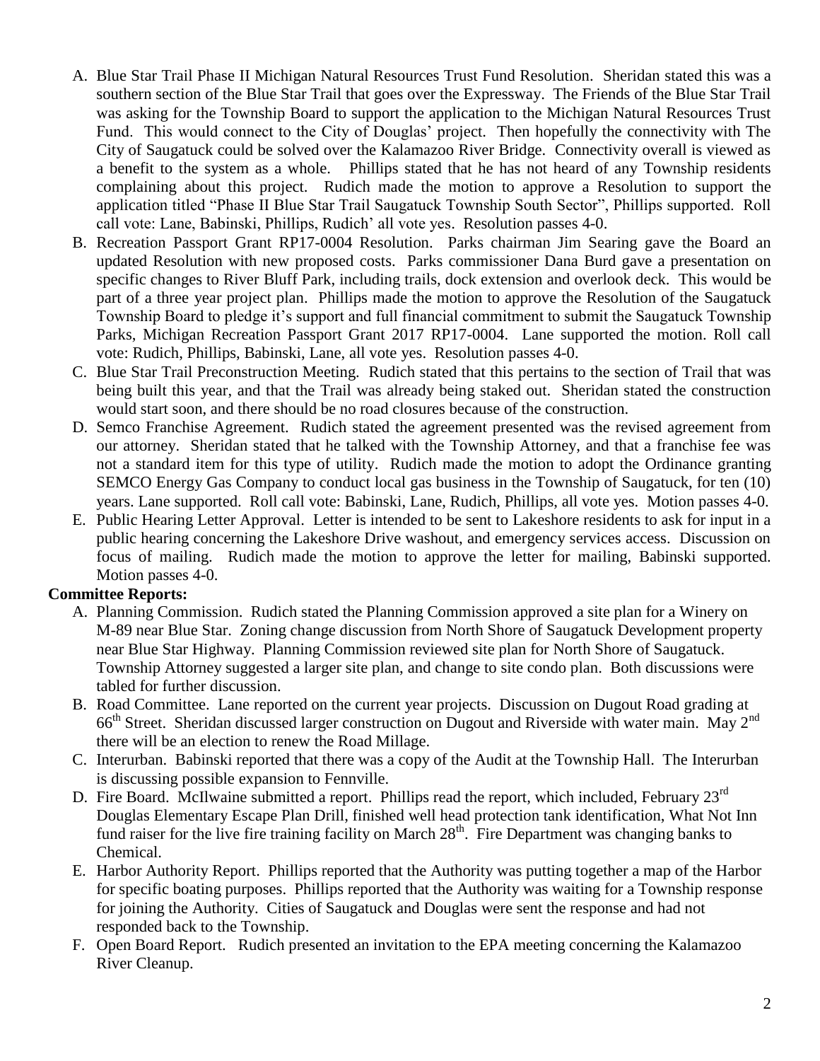A. Blue Star Trail Phase II Michigan Natural Resources Trust Fund Resolution. Sheridan stated this was a southern section of the Blue Star Trail that goes over the Expressway. The Friends of the Blue Star Trail was asking for the Township Board to support the application to the Michigan Natural Resources Trust Fund. This would connect to the City of Douglas' project. Then hopefully the connectivity with The City of Saugatuck could be solved over the Kalamazoo River Bridge. Connectivity overall is viewed as a benefit to the system as a whole. Phillips stated that he has not heard of any Township residents complaining about this project. Rudich made the motion to approve a Resolution to support the application titled "Phase II Blue Star Trail Saugatuck Township South Sector", Phillips supported. Roll call vote: Lane, Babinski, Phillips, Rudich' all vote yes. Resolution passes 4-0.

B. Recreation Passport Grant RP17-0004 Resolution. Parks chairman Jim Searing gave the Board an updated Resolution with new proposed costs. Parks commissioner Dana Burd gave a presentation on specific changes to River Bluff Park, including trails, dock extension and overlook deck. This would be part of a three year project plan. Phillips made the motion to approve the Resolution of the Saugatuck Township Board to pledge it's support and full financial commitment to submit the Saugatuck Township Parks, Michigan Recreation Passport Grant 2017 RP17-0004. Lane supported the motion. Roll call vote: Rudich, Phillips, Babinski, Lane, all vote yes. Resolution passes 4-0.

C. Blue Star Trail Preconstruction Meeting. Rudich stated that this pertains to the section of Trail that was being built this year, and that the Trail was already being staked out. Sheridan stated the construction would start soon, and there should be no road closures because of the construction.

D. Semco Franchise Agreement. Rudich stated the agreement presented was the revised agreement from our attorney. Sheridan stated that he talked with the Township Attorney, and that a franchise fee was not a standard item for this type of utility. Rudich made the motion to adopt the Ordinance granting SEMCO Energy Gas Company to conduct local gas business in the Township of Saugatuck, for ten (10) years. Lane supported. Roll call vote: Babinski, Lane, Rudich, Phillips, all vote yes. Motion passes 4-0.

E. Public Hearing Letter Approval. Letter is intended to be sent to Lakeshore residents to ask for input in a public hearing concerning the Lakeshore Drive washout, and emergency services access. Discussion on focus of mailing. Rudich made the motion to approve the letter for mailing, Babinski supported. Motion passes 4-0.

**Committee Reports:**

A. Planning Commission. Rudich stated the Planning Commission approved a site plan for a Winery on M-89 near Blue Star. Zoning change discussion from North Shore of Saugatuck Development property near Blue Star Highway. Planning Commission reviewed site plan for North Shore of Saugatuck. Township Attorney suggested a larger site plan, and change to site condo plan. Both discussions were tabled for further discussion.

B. Road Committee. Lane reported on the current year projects. Discussion on Dugout Road grading at 66th Street. Sheridan discussed larger construction on Dugout and Riverside with water main. May 2nd there will be an election to renew the Road Millage.

C. Interurban. Babinski reported that there was a copy of the Audit at the Township Hall. The Interurban is discussing possible expansion to Fennville.

D. Fire Board. McIlwaine submitted a report. Phillips read the report, which included, February 23rd Douglas Elementary Escape Plan Drill, finished well head protection tank identification, What Not Inn fund raiser for the live fire training facility on March 28th. Fire Department was changing banks to Chemical.

E. Harbor Authority Report. Phillips reported that the Authority was putting together a map of the Harbor for specific boating purposes. Phillips reported that the Authority was waiting for a Township response for joining the Authority. Cities of Saugatuck and Douglas were sent the response and had not responded back to the Township.

F. Open Board Report. Rudich presented an invitation to the EPA meeting concerning the Kalamazoo River Cleanup.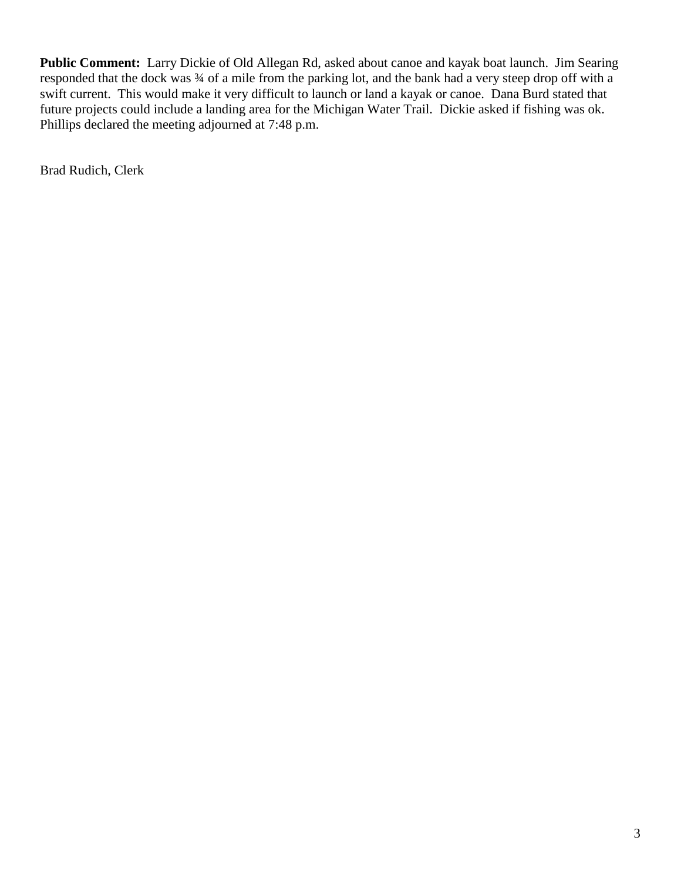**Public Comment:** Larry Dickie of Old Allegan Rd, asked about canoe and kayak boat launch. Jim Searing responded that the dock was ¾ of a mile from the parking lot, and the bank had a very steep drop off with a swift current. This would make it very difficult to launch or land a kayak or canoe. Dana Burd stated that future projects could include a landing area for the Michigan Water Trail. Dickie asked if fishing was ok. Phillips declared the meeting adjourned at 7:48 p.m.

Brad Rudich, Clerk